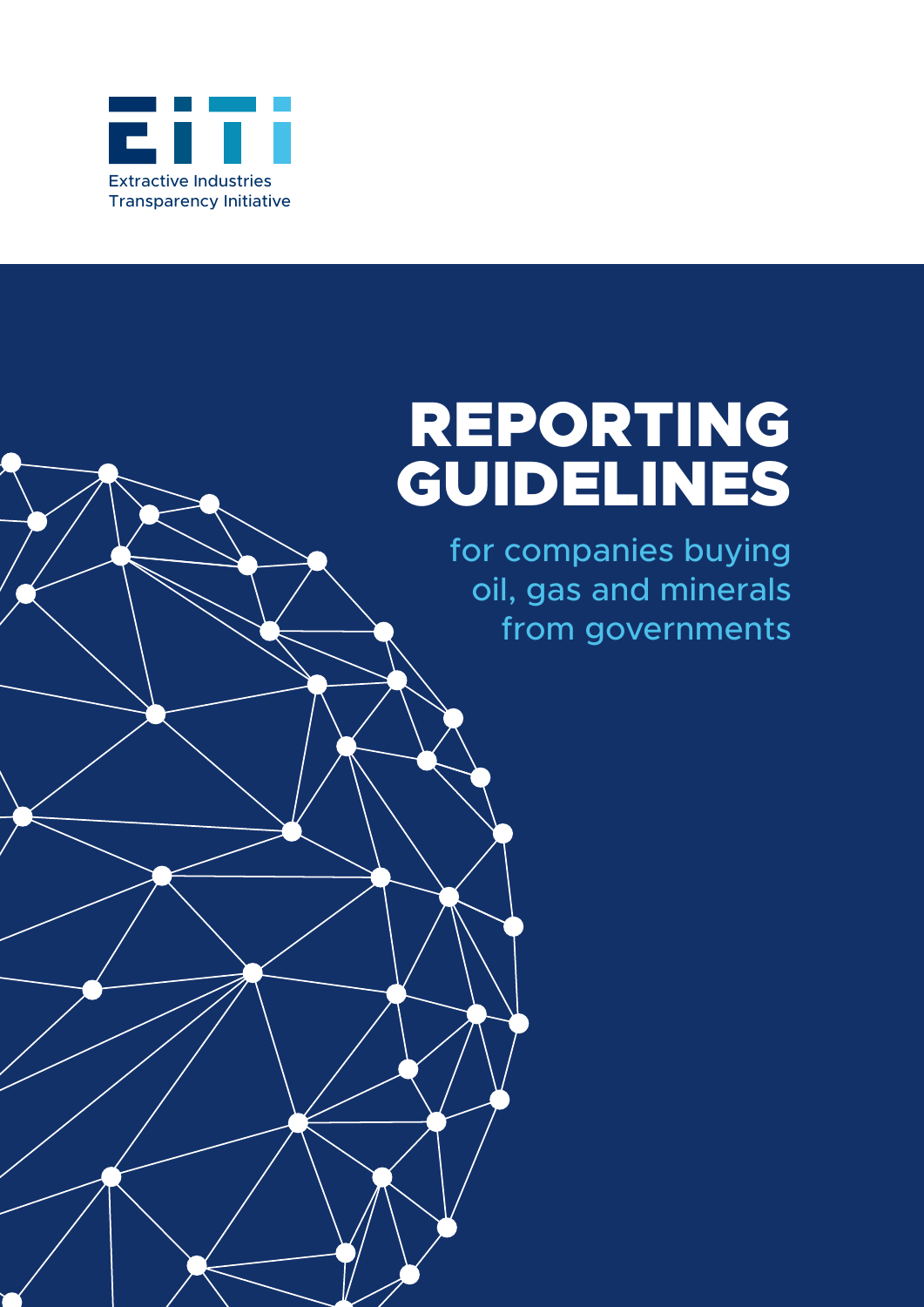Extractive Industries Transparency Initiative

# REPORTING GUIDELINES

for companies buying oil, gas and minerals from governments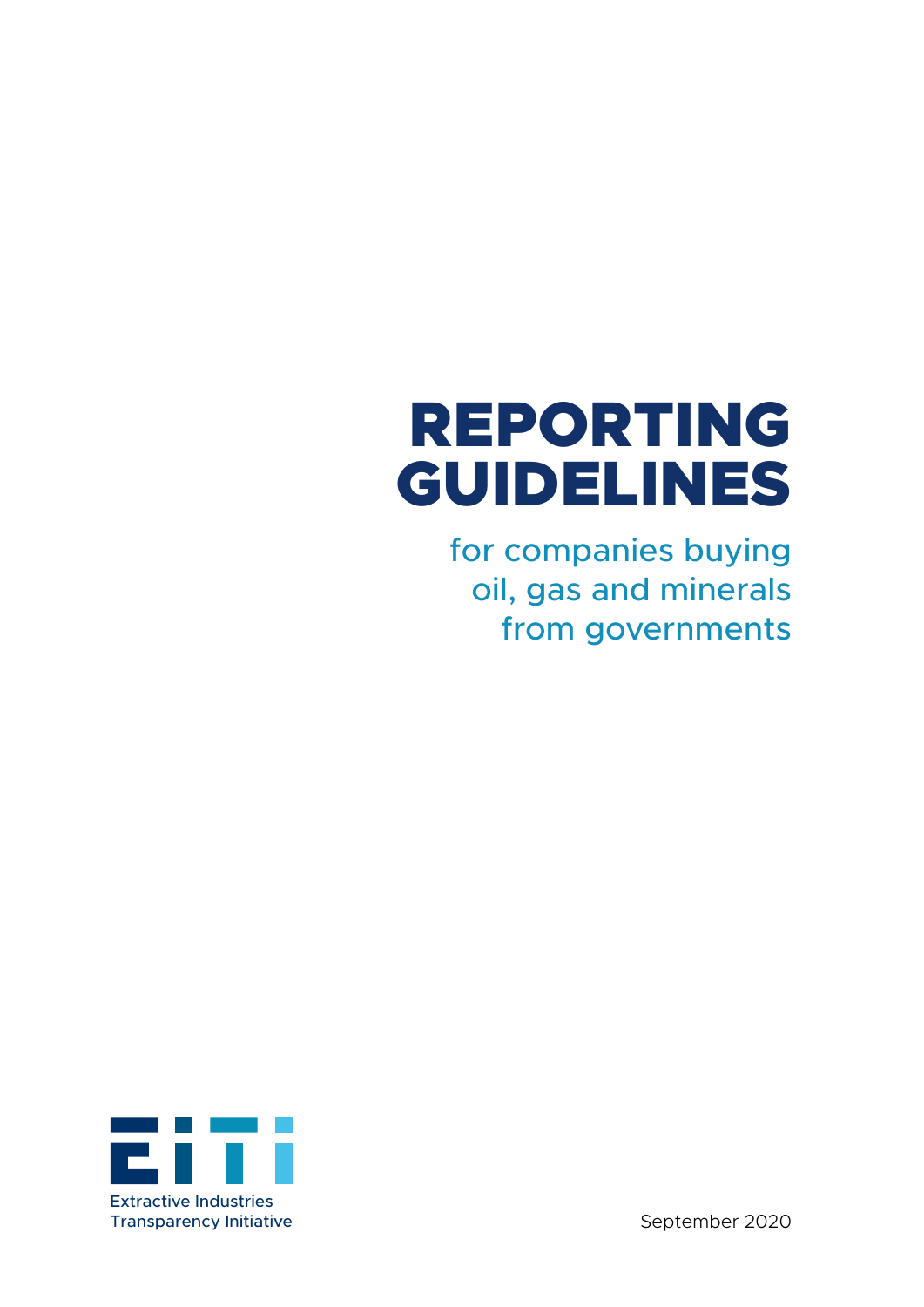# REPORTING GUIDELINES

## for companies buying oil, gas and minerals from governments

Extractive Industries Transparency Initiative

September 2020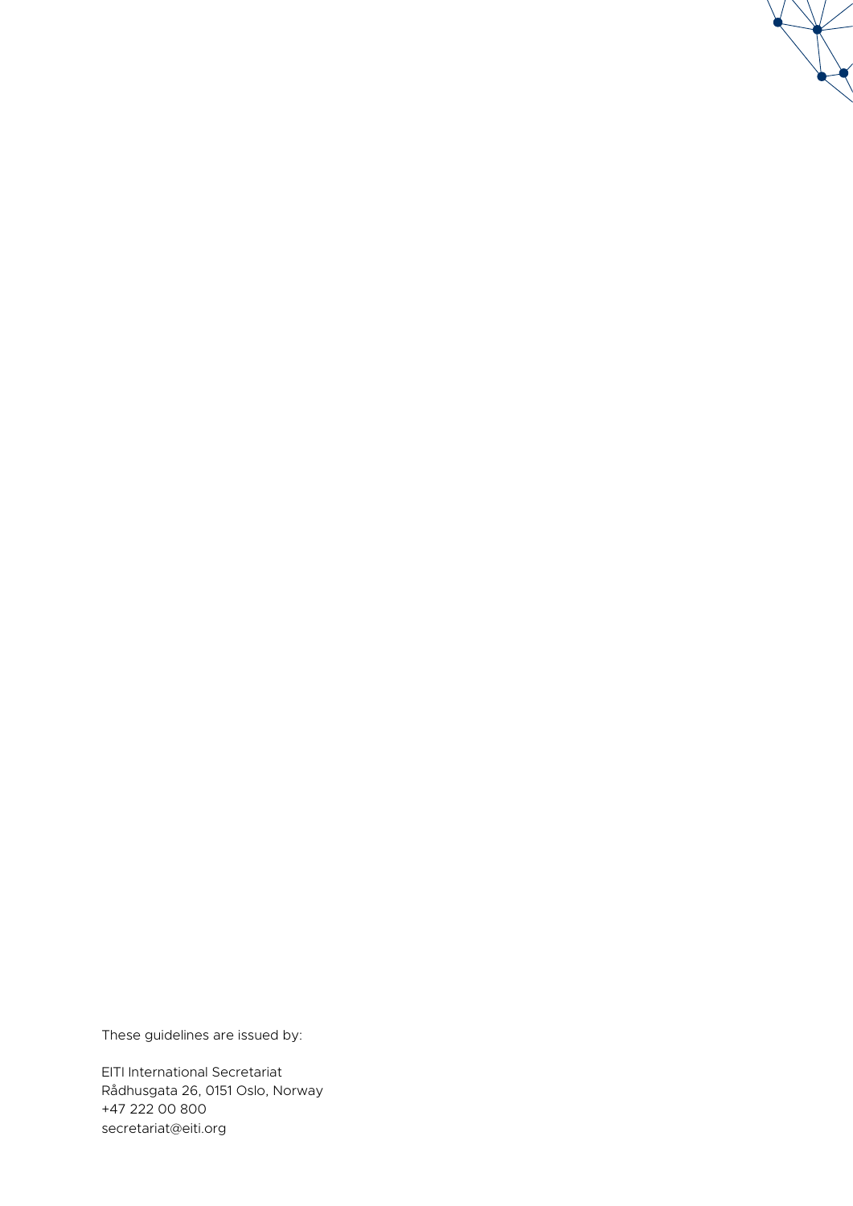These guidelines are issued by:

EITI International Secretariat
Rådhusgata 26, 0151 Oslo, Norway
+47 222 00 800
secretariat@eiti.org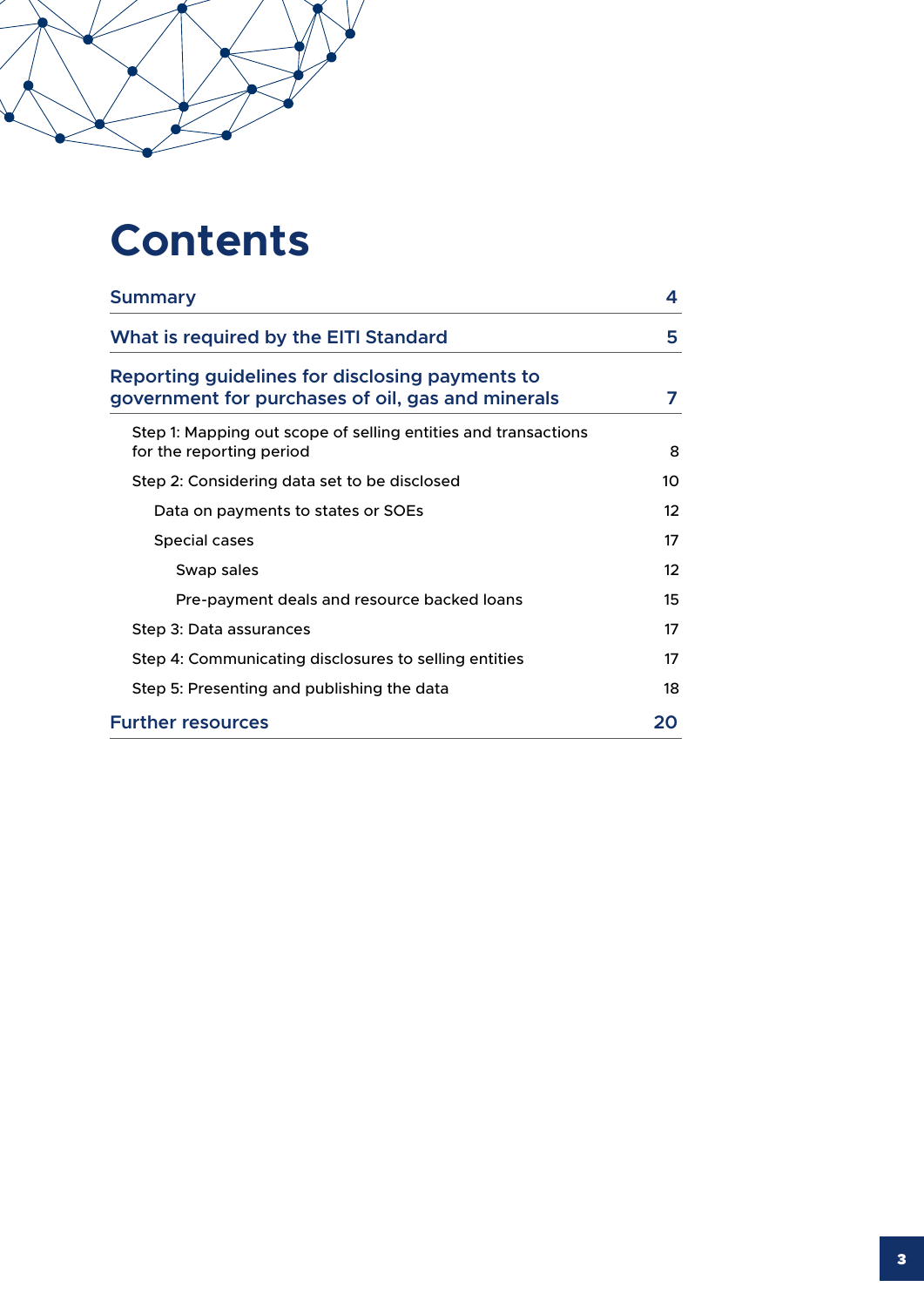# Contents

| | |
|---|---|
| **Summary** | **4** |
| **What is required by the EITI Standard** | **5** |
| **Reporting guidelines for disclosing payments to government for purchases of oil, gas and minerals** | **7** |
| Step 1: Mapping out scope of selling entities and transactions for the reporting period | 8 |
| Step 2: Considering data set to be disclosed | 10 |
| Data on payments to states or SOEs | 12 |
| Special cases | 17 |
| Swap sales | 12 |
| Pre-payment deals and resource backed loans | 15 |
| Step 3: Data assurances | 17 |
| Step 4: Communicating disclosures to selling entities | 17 |
| Step 5: Presenting and publishing the data | 18 |
| **Further resources** | **20** |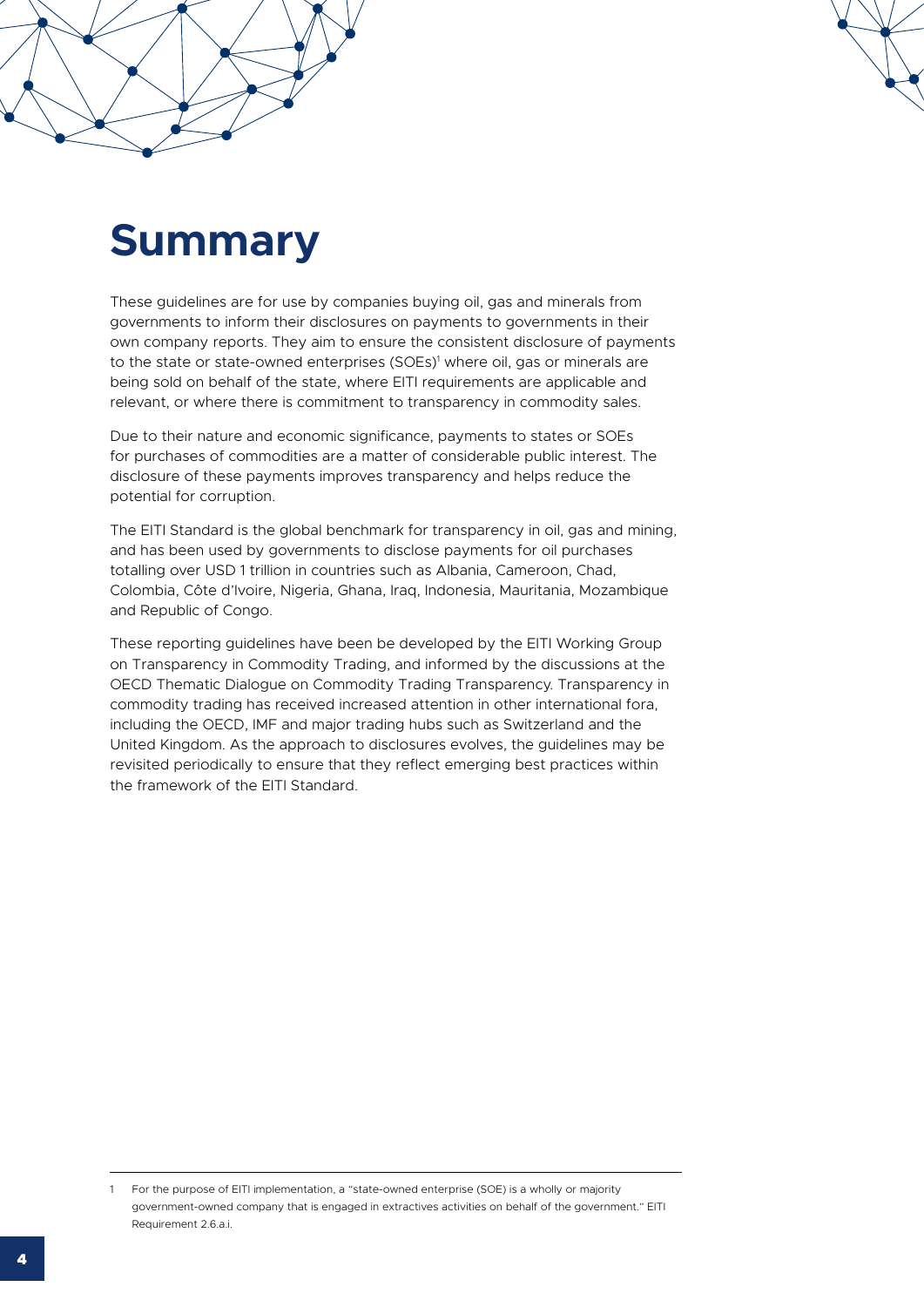# Summary

These guidelines are for use by companies buying oil, gas and minerals from governments to inform their disclosures on payments to governments in their own company reports. They aim to ensure the consistent disclosure of payments to the state or state-owned enterprises (SOEs)[1] where oil, gas or minerals are being sold on behalf of the state, where EITI requirements are applicable and relevant, or where there is commitment to transparency in commodity sales.

Due to their nature and economic significance, payments to states or SOEs for purchases of commodities are a matter of considerable public interest. The disclosure of these payments improves transparency and helps reduce the potential for corruption.

The EITI Standard is the global benchmark for transparency in oil, gas and mining, and has been used by governments to disclose payments for oil purchases totalling over USD 1 trillion in countries such as Albania, Cameroon, Chad, Colombia, Côte d'Ivoire, Nigeria, Ghana, Iraq, Indonesia, Mauritania, Mozambique and Republic of Congo.

These reporting guidelines have been be developed by the EITI Working Group on Transparency in Commodity Trading, and informed by the discussions at the OECD Thematic Dialogue on Commodity Trading Transparency. Transparency in commodity trading has received increased attention in other international fora, including the OECD, IMF and major trading hubs such as Switzerland and the United Kingdom. As the approach to disclosures evolves, the guidelines may be revisited periodically to ensure that they reflect emerging best practices within the framework of the EITI Standard.

---

1 For the purpose of EITI implementation, a "state-owned enterprise (SOE) is a wholly or majority government-owned company that is engaged in extractives activities on behalf of the government." EITI Requirement 2.6.a.i.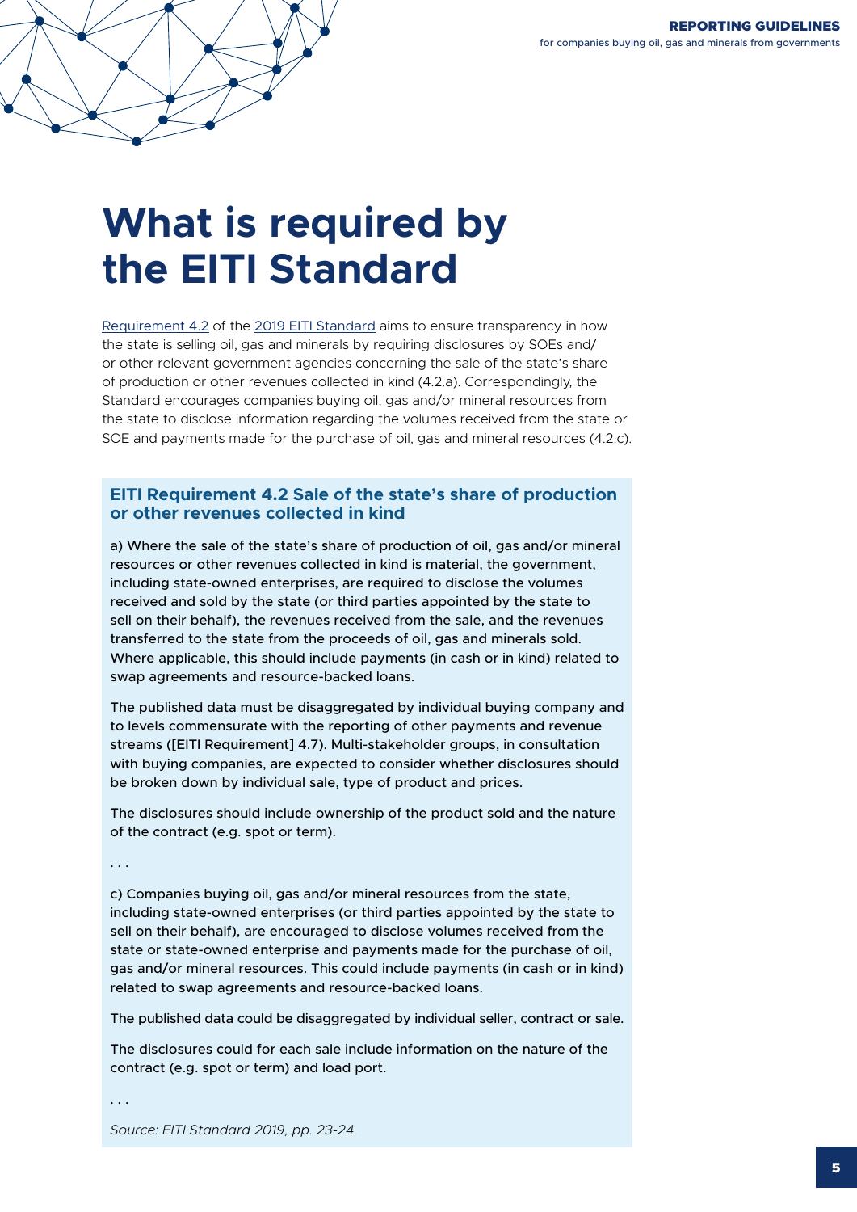# What is required by the EITI Standard

Requirement 4.2 of the 2019 EITI Standard aims to ensure transparency in how the state is selling oil, gas and minerals by requiring disclosures by SOEs and/or other relevant government agencies concerning the sale of the state's share of production or other revenues collected in kind (4.2.a). Correspondingly, the Standard encourages companies buying oil, gas and/or mineral resources from the state to disclose information regarding the volumes received from the state or SOE and payments made for the purchase of oil, gas and mineral resources (4.2.c).

### EITI Requirement 4.2 Sale of the state's share of production or other revenues collected in kind

a) Where the sale of the state's share of production of oil, gas and/or mineral resources or other revenues collected in kind is material, the government, including state-owned enterprises, are required to disclose the volumes received and sold by the state (or third parties appointed by the state to sell on their behalf), the revenues received from the sale, and the revenues transferred to the state from the proceeds of oil, gas and minerals sold. Where applicable, this should include payments (in cash or in kind) related to swap agreements and resource-backed loans.

The published data must be disaggregated by individual buying company and to levels commensurate with the reporting of other payments and revenue streams ([EITI Requirement] 4.7). Multi-stakeholder groups, in consultation with buying companies, are expected to consider whether disclosures should be broken down by individual sale, type of product and prices.

The disclosures should include ownership of the product sold and the nature of the contract (e.g. spot or term).

. . .

c) Companies buying oil, gas and/or mineral resources from the state, including state-owned enterprises (or third parties appointed by the state to sell on their behalf), are encouraged to disclose volumes received from the state or state-owned enterprise and payments made for the purchase of oil, gas and/or mineral resources. This could include payments (in cash or in kind) related to swap agreements and resource-backed loans.

The published data could be disaggregated by individual seller, contract or sale.

The disclosures could for each sale include information on the nature of the contract (e.g. spot or term) and load port.

. . .

*Source: EITI Standard 2019, pp. 23-24.*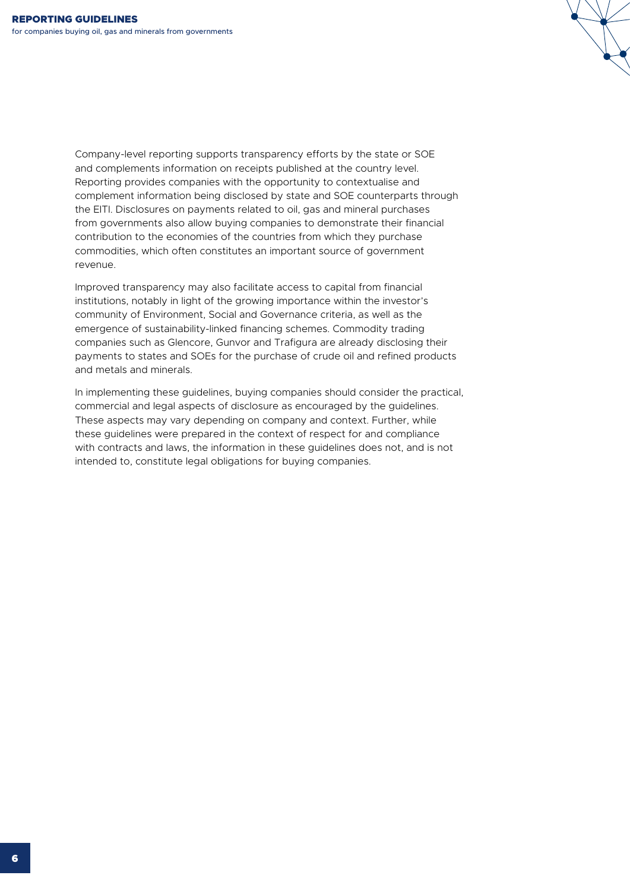Company-level reporting supports transparency efforts by the state or SOE and complements information on receipts published at the country level. Reporting provides companies with the opportunity to contextualise and complement information being disclosed by state and SOE counterparts through the EITI. Disclosures on payments related to oil, gas and mineral purchases from governments also allow buying companies to demonstrate their financial contribution to the economies of the countries from which they purchase commodities, which often constitutes an important source of government revenue.

Improved transparency may also facilitate access to capital from financial institutions, notably in light of the growing importance within the investor's community of Environment, Social and Governance criteria, as well as the emergence of sustainability-linked financing schemes. Commodity trading companies such as Glencore, Gunvor and Trafigura are already disclosing their payments to states and SOEs for the purchase of crude oil and refined products and metals and minerals.

In implementing these guidelines, buying companies should consider the practical, commercial and legal aspects of disclosure as encouraged by the guidelines. These aspects may vary depending on company and context. Further, while these guidelines were prepared in the context of respect for and compliance with contracts and laws, the information in these guidelines does not, and is not intended to, constitute legal obligations for buying companies.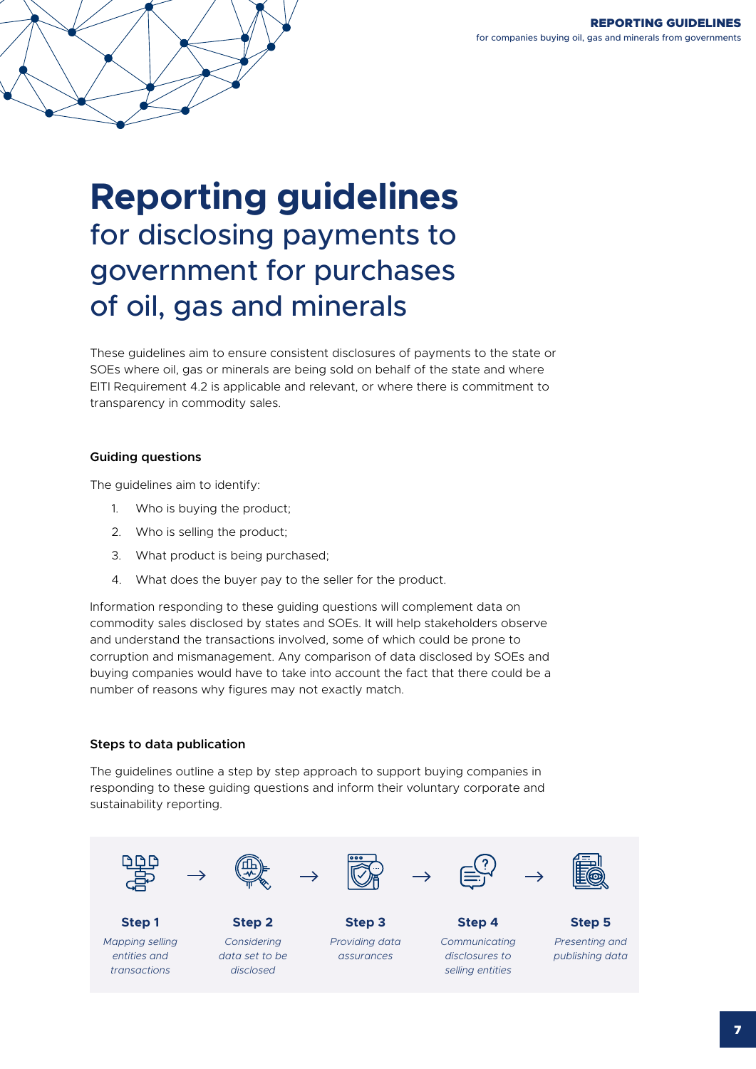# Reporting guidelines
## for disclosing payments to government for purchases of oil, gas and minerals

These guidelines aim to ensure consistent disclosures of payments to the state or SOEs where oil, gas or minerals are being sold on behalf of the state and where EITI Requirement 4.2 is applicable and relevant, or where there is commitment to transparency in commodity sales.

### Guiding questions

The guidelines aim to identify:

1. Who is buying the product;
2. Who is selling the product;
3. What product is being purchased;
4. What does the buyer pay to the seller for the product.

Information responding to these guiding questions will complement data on commodity sales disclosed by states and SOEs. It will help stakeholders observe and understand the transactions involved, some of which could be prone to corruption and mismanagement. Any comparison of data disclosed by SOEs and buying companies would have to take into account the fact that there could be a number of reasons why figures may not exactly match.

### Steps to data publication

The guidelines outline a step by step approach to support buying companies in responding to these guiding questions and inform their voluntary corporate and sustainability reporting.

**Step 1** → **Step 2** → **Step 3** → **Step 4** → **Step 5**

**Step 1**
*Mapping selling entities and transactions*

**Step 2**
*Considering data set to be disclosed*

**Step 3**
*Providing data assurances*

**Step 4**
*Communicating disclosures to selling entities*

**Step 5**
*Presenting and publishing data*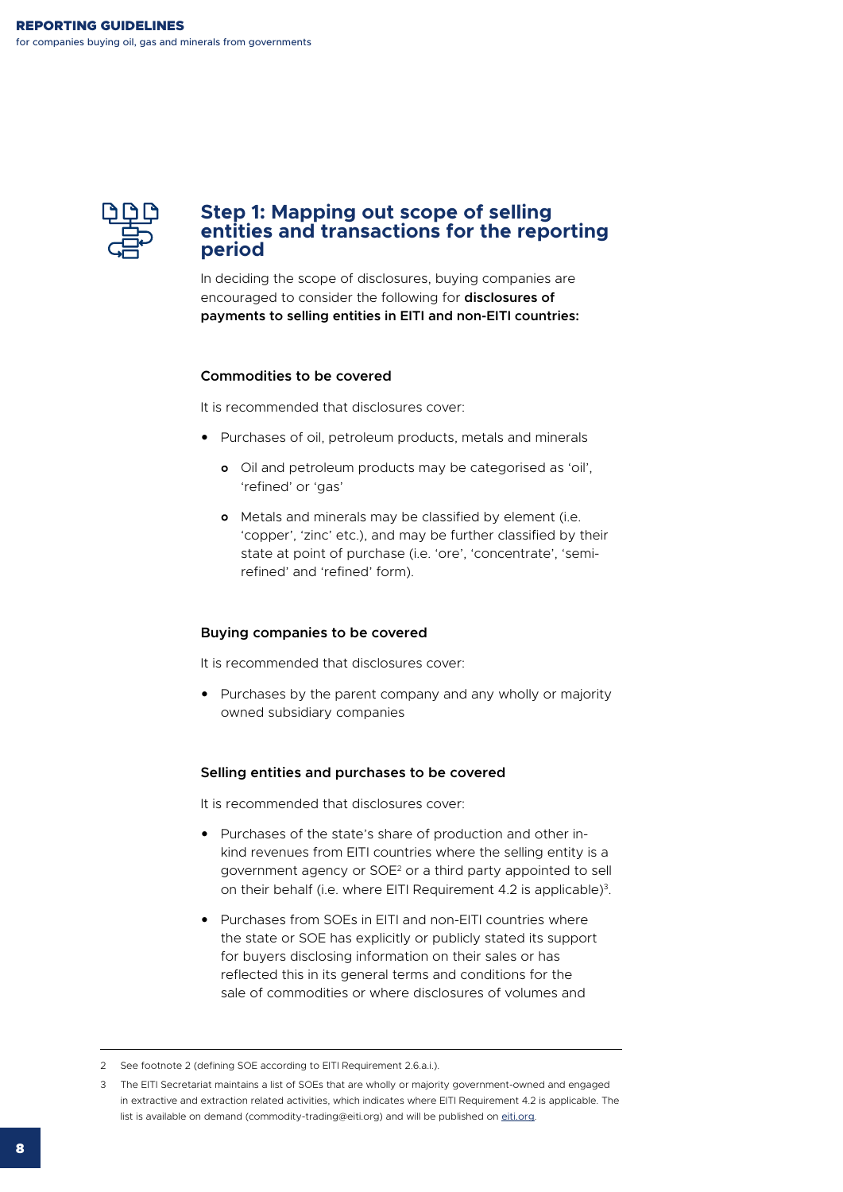## Step 1: Mapping out scope of selling entities and transactions for the reporting period

In deciding the scope of disclosures, buying companies are encouraged to consider the following for **disclosures of payments to selling entities in EITI and non-EITI countries:**

#### Commodities to be covered

It is recommended that disclosures cover:

- Purchases of oil, petroleum products, metals and minerals
  - Oil and petroleum products may be categorised as 'oil', 'refined' or 'gas'
  - Metals and minerals may be classified by element (i.e. 'copper', 'zinc' etc.), and may be further classified by their state at point of purchase (i.e. 'ore', 'concentrate', 'semi-refined' and 'refined' form).

#### Buying companies to be covered

It is recommended that disclosures cover:

- Purchases by the parent company and any wholly or majority owned subsidiary companies

#### Selling entities and purchases to be covered

It is recommended that disclosures cover:

- Purchases of the state's share of production and other in-kind revenues from EITI countries where the selling entity is a government agency or SOE[2] or a third party appointed to sell on their behalf (i.e. where EITI Requirement 4.2 is applicable)[3].
- Purchases from SOEs in EITI and non-EITI countries where the state or SOE has explicitly or publicly stated its support for buyers disclosing information on their sales or has reflected this in its general terms and conditions for the sale of commodities or where disclosures of volumes and

---

2 See footnote 2 (defining SOE according to EITI Requirement 2.6.a.i.).

3 The EITI Secretariat maintains a list of SOEs that are wholly or majority government-owned and engaged in extractive and extraction related activities, which indicates where EITI Requirement 4.2 is applicable. The list is available on demand (commodity-trading@eiti.org) and will be published on eiti.org.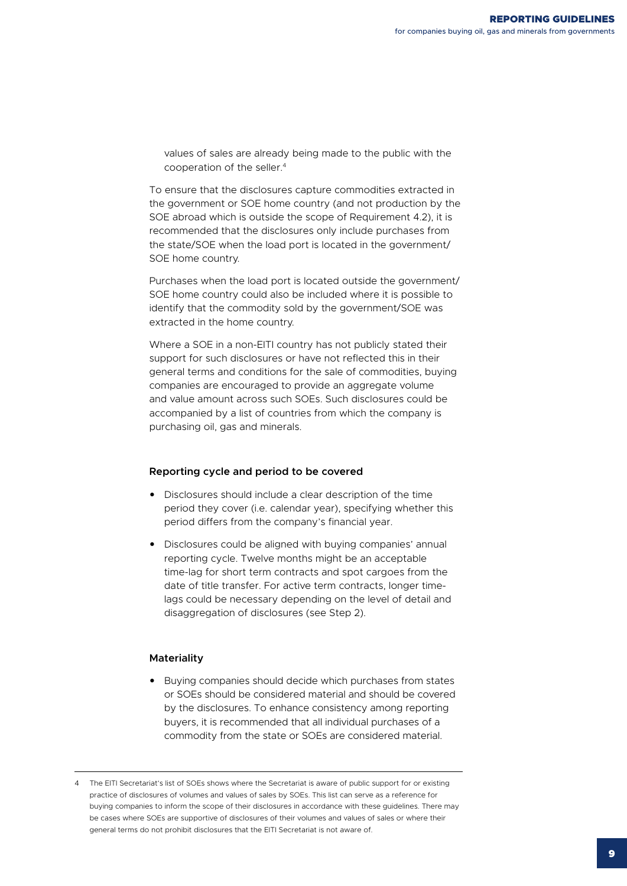values of sales are already being made to the public with the cooperation of the seller.[4]

To ensure that the disclosures capture commodities extracted in the government or SOE home country (and not production by the SOE abroad which is outside the scope of Requirement 4.2), it is recommended that the disclosures only include purchases from the state/SOE when the load port is located in the government/SOE home country.

Purchases when the load port is located outside the government/SOE home country could also be included where it is possible to identify that the commodity sold by the government/SOE was extracted in the home country.

Where a SOE in a non-EITI country has not publicly stated their support for such disclosures or have not reflected this in their general terms and conditions for the sale of commodities, buying companies are encouraged to provide an aggregate volume and value amount across such SOEs. Such disclosures could be accompanied by a list of countries from which the company is purchasing oil, gas and minerals.

#### Reporting cycle and period to be covered

- Disclosures should include a clear description of the time period they cover (i.e. calendar year), specifying whether this period differs from the company's financial year.
- Disclosures could be aligned with buying companies' annual reporting cycle. Twelve months might be an acceptable time-lag for short term contracts and spot cargoes from the date of title transfer. For active term contracts, longer time-lags could be necessary depending on the level of detail and disaggregation of disclosures (see Step 2).

#### Materiality

- Buying companies should decide which purchases from states or SOEs should be considered material and should be covered by the disclosures. To enhance consistency among reporting buyers, it is recommended that all individual purchases of a commodity from the state or SOEs are considered material.

---

4 The EITI Secretariat's list of SOEs shows where the Secretariat is aware of public support for or existing practice of disclosures of volumes and values of sales by SOEs. This list can serve as a reference for buying companies to inform the scope of their disclosures in accordance with these guidelines. There may be cases where SOEs are supportive of disclosures of their volumes and values of sales or where their general terms do not prohibit disclosures that the EITI Secretariat is not aware of.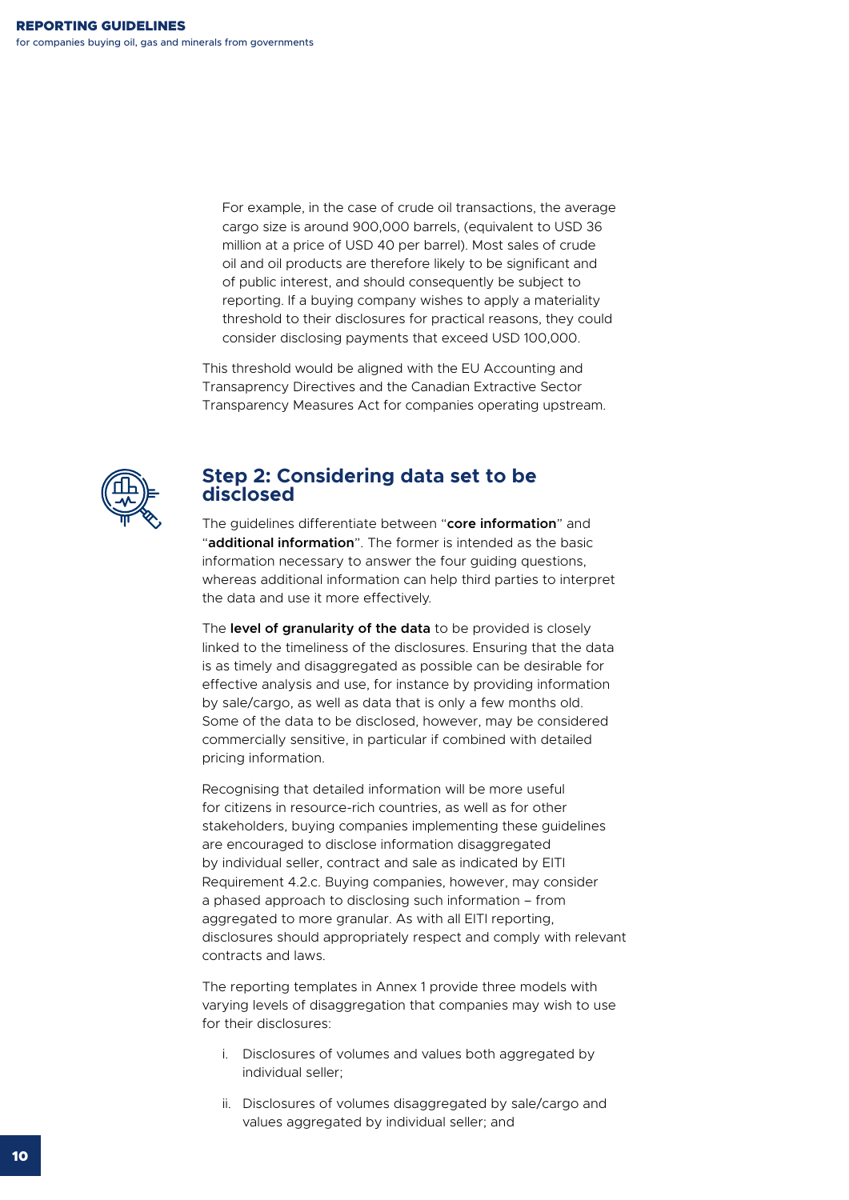For example, in the case of crude oil transactions, the average cargo size is around 900,000 barrels, (equivalent to USD 36 million at a price of USD 40 per barrel). Most sales of crude oil and oil products are therefore likely to be significant and of public interest, and should consequently be subject to reporting. If a buying company wishes to apply a materiality threshold to their disclosures for practical reasons, they could consider disclosing payments that exceed USD 100,000.

This threshold would be aligned with the EU Accounting and Transaprency Directives and the Canadian Extractive Sector Transparency Measures Act for companies operating upstream.

## Step 2: Considering data set to be disclosed

The guidelines differentiate between "**core information**" and "**additional information**". The former is intended as the basic information necessary to answer the four guiding questions, whereas additional information can help third parties to interpret the data and use it more effectively.

The **level of granularity of the data** to be provided is closely linked to the timeliness of the disclosures. Ensuring that the data is as timely and disaggregated as possible can be desirable for effective analysis and use, for instance by providing information by sale/cargo, as well as data that is only a few months old. Some of the data to be disclosed, however, may be considered commercially sensitive, in particular if combined with detailed pricing information.

Recognising that detailed information will be more useful for citizens in resource-rich countries, as well as for other stakeholders, buying companies implementing these guidelines are encouraged to disclose information disaggregated by individual seller, contract and sale as indicated by EITI Requirement 4.2.c. Buying companies, however, may consider a phased approach to disclosing such information – from aggregated to more granular. As with all EITI reporting, disclosures should appropriately respect and comply with relevant contracts and laws.

The reporting templates in Annex 1 provide three models with varying levels of disaggregation that companies may wish to use for their disclosures:

i. Disclosures of volumes and values both aggregated by individual seller;

ii. Disclosures of volumes disaggregated by sale/cargo and values aggregated by individual seller; and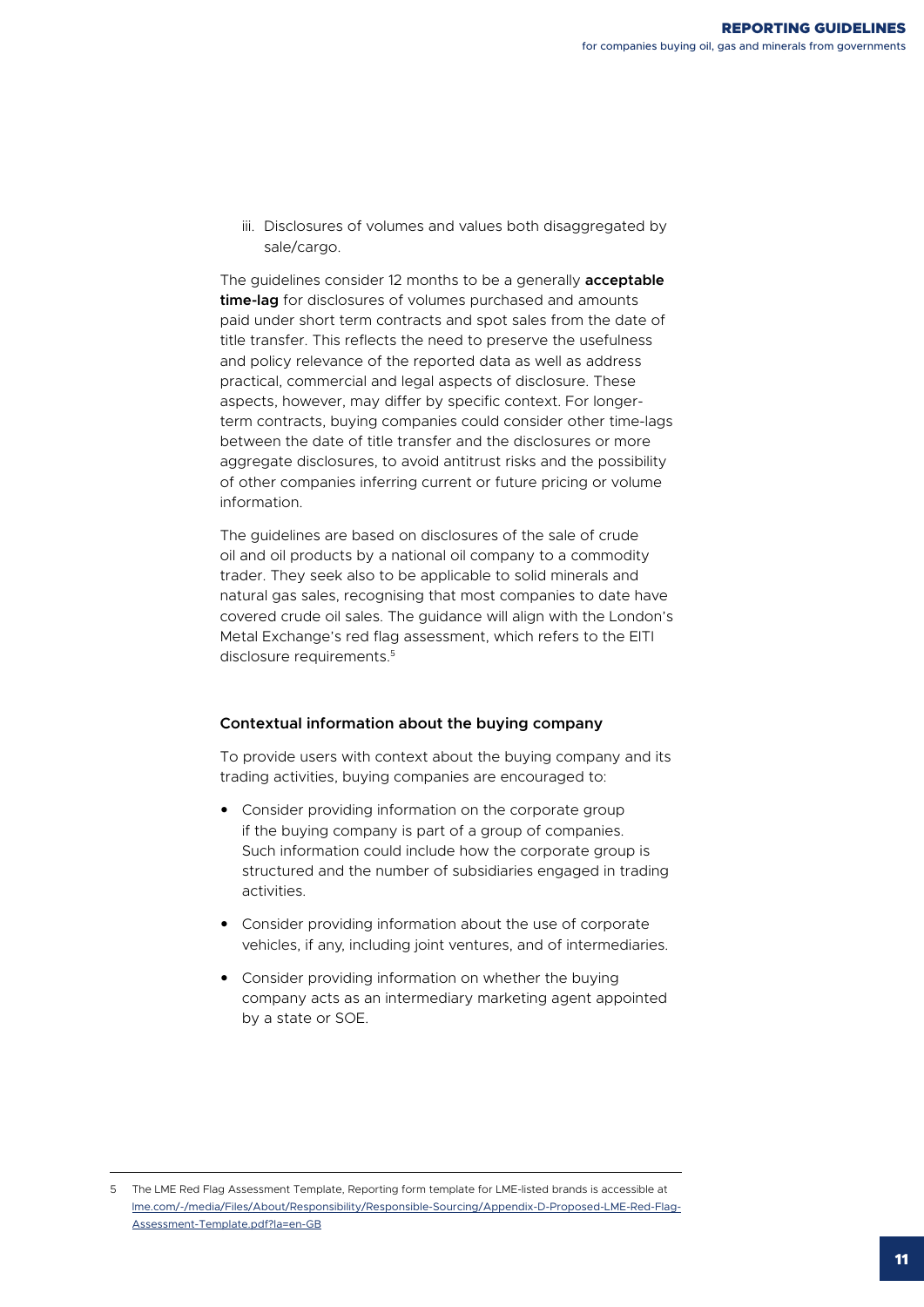iii. Disclosures of volumes and values both disaggregated by sale/cargo.

The guidelines consider 12 months to be a generally **acceptable time-lag** for disclosures of volumes purchased and amounts paid under short term contracts and spot sales from the date of title transfer. This reflects the need to preserve the usefulness and policy relevance of the reported data as well as address practical, commercial and legal aspects of disclosure. These aspects, however, may differ by specific context. For longer-term contracts, buying companies could consider other time-lags between the date of title transfer and the disclosures or more aggregate disclosures, to avoid antitrust risks and the possibility of other companies inferring current or future pricing or volume information.

The guidelines are based on disclosures of the sale of crude oil and oil products by a national oil company to a commodity trader. They seek also to be applicable to solid minerals and natural gas sales, recognising that most companies to date have covered crude oil sales. The guidance will align with the London's Metal Exchange's red flag assessment, which refers to the EITI disclosure requirements.[5]

### Contextual information about the buying company

To provide users with context about the buying company and its trading activities, buying companies are encouraged to:

- Consider providing information on the corporate group if the buying company is part of a group of companies. Such information could include how the corporate group is structured and the number of subsidiaries engaged in trading activities.
- Consider providing information about the use of corporate vehicles, if any, including joint ventures, and of intermediaries.
- Consider providing information on whether the buying company acts as an intermediary marketing agent appointed by a state or SOE.

---

5 The LME Red Flag Assessment Template, Reporting form template for LME-listed brands is accessible at lme.com/-/media/Files/About/Responsibility/Responsible-Sourcing/Appendix-D-Proposed-LME-Red-Flag-Assessment-Template.pdf?la=en-GB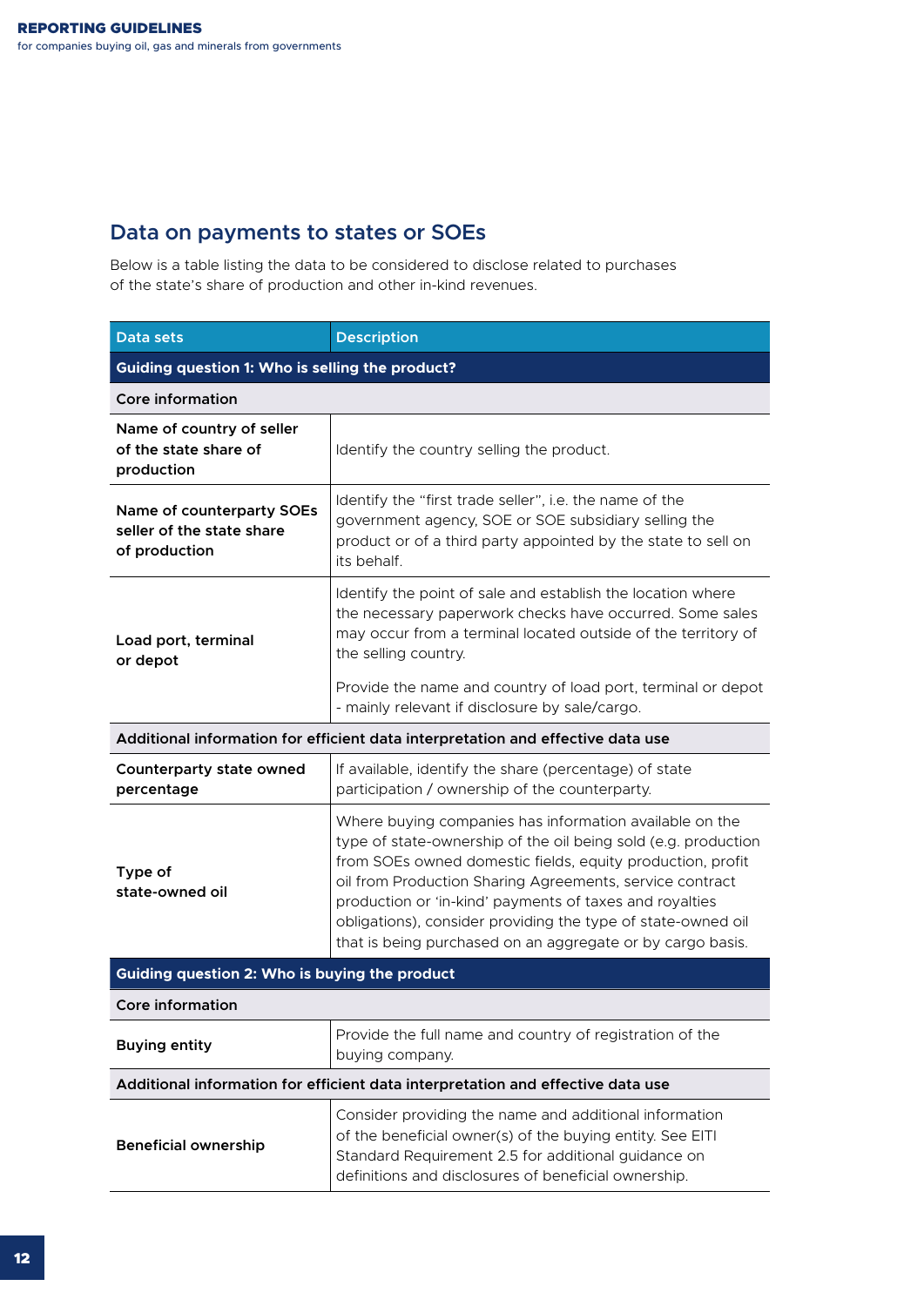## Data on payments to states or SOEs

Below is a table listing the data to be considered to disclose related to purchases of the state's share of production and other in-kind revenues.

| Data sets | Description |
| --- | --- |
| **Guiding question 1: Who is selling the product?** | |
| **Core information** | |
| **Name of country of seller of the state share of production** | Identify the country selling the product. |
| **Name of counterparty SOEs seller of the state share of production** | Identify the "first trade seller", i.e. the name of the government agency, SOE or SOE subsidiary selling the product or of a third party appointed by the state to sell on its behalf. |
| **Load port, terminal or depot** | Identify the point of sale and establish the location where the necessary paperwork checks have occurred. Some sales may occur from a terminal located outside of the territory of the selling country.<br><br>Provide the name and country of load port, terminal or depot - mainly relevant if disclosure by sale/cargo. |
| **Additional information for efficient data interpretation and effective data use** | |
| **Counterparty state owned percentage** | If available, identify the share (percentage) of state participation / ownership of the counterparty. |
| **Type of state-owned oil** | Where buying companies has information available on the type of state-ownership of the oil being sold (e.g. production from SOEs owned domestic fields, equity production, profit oil from Production Sharing Agreements, service contract production or 'in-kind' payments of taxes and royalties obligations), consider providing the type of state-owned oil that is being purchased on an aggregate or by cargo basis. |
| **Guiding question 2: Who is buying the product** | |
| **Core information** | |
| **Buying entity** | Provide the full name and country of registration of the buying company. |
| **Additional information for efficient data interpretation and effective data use** | |
| **Beneficial ownership** | Consider providing the name and additional information of the beneficial owner(s) of the buying entity. See EITI Standard Requirement 2.5 for additional guidance on definitions and disclosures of beneficial ownership. |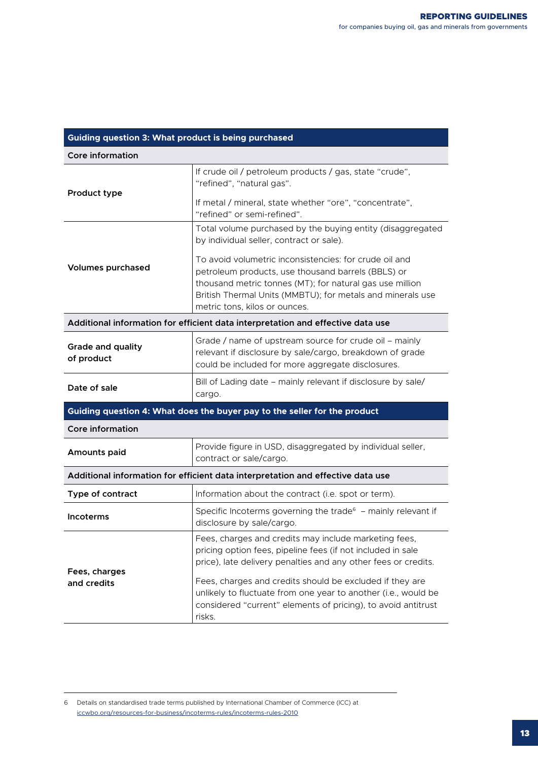| Guiding question 3: What product is being purchased | |
|---|---|
| **Core information** | |
| **Product type** | If crude oil / petroleum products / gas, state "crude", "refined", "natural gas".<br><br>If metal / mineral, state whether "ore", "concentrate", "refined" or semi-refined". |
| **Volumes purchased** | Total volume purchased by the buying entity (disaggregated by individual seller, contract or sale).<br><br>To avoid volumetric inconsistencies: for crude oil and petroleum products, use thousand barrels (BBLS) or thousand metric tonnes (MT); for natural gas use million British Thermal Units (MMBTU); for metals and minerals use metric tons, kilos or ounces. |
| **Additional information for efficient data interpretation and effective data use** | |
| **Grade and quality of product** | Grade / name of upstream source for crude oil – mainly relevant if disclosure by sale/cargo, breakdown of grade could be included for more aggregate disclosures. |
| **Date of sale** | Bill of Lading date – mainly relevant if disclosure by sale/cargo. |

| Guiding question 4: What does the buyer pay to the seller for the product | |
|---|---|
| **Core information** | |
| **Amounts paid** | Provide figure in USD, disaggregated by individual seller, contract or sale/cargo. |
| **Additional information for efficient data interpretation and effective data use** | |
| **Type of contract** | Information about the contract (i.e. spot or term). |
| **Incoterms** | Specific Incoterms governing the trade[6] – mainly relevant if disclosure by sale/cargo. |
| **Fees, charges and credits** | Fees, charges and credits may include marketing fees, pricing option fees, pipeline fees (if not included in sale price), late delivery penalties and any other fees or credits.<br><br>Fees, charges and credits should be excluded if they are unlikely to fluctuate from one year to another (i.e., would be considered "current" elements of pricing), to avoid antitrust risks. |

6 Details on standardised trade terms published by International Chamber of Commerce (ICC) at iccwbo.org/resources-for-business/incoterms-rules/incoterms-rules-2010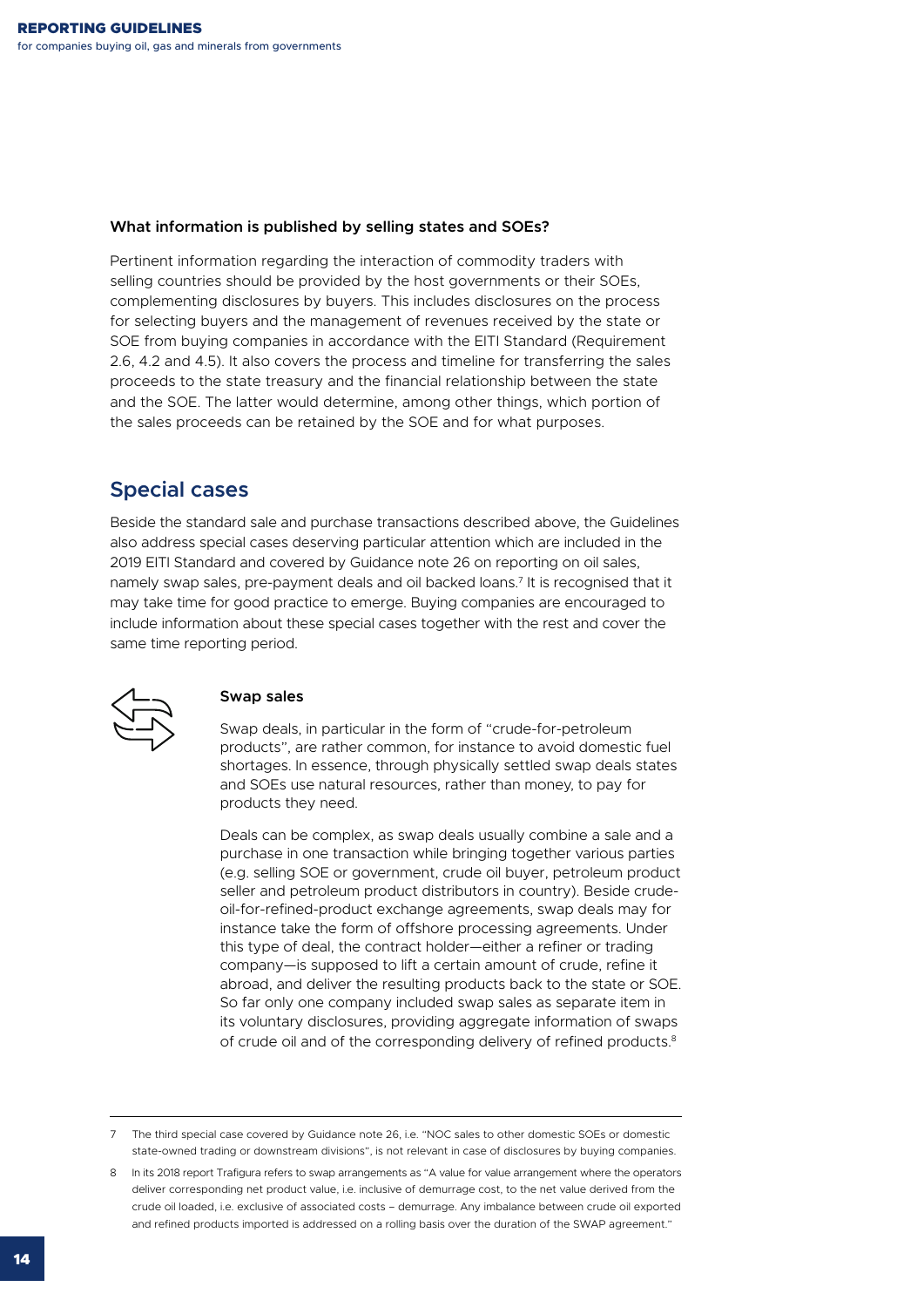### What information is published by selling states and SOEs?

Pertinent information regarding the interaction of commodity traders with selling countries should be provided by the host governments or their SOEs, complementing disclosures by buyers. This includes disclosures on the process for selecting buyers and the management of revenues received by the state or SOE from buying companies in accordance with the EITI Standard (Requirement 2.6, 4.2 and 4.5). It also covers the process and timeline for transferring the sales proceeds to the state treasury and the financial relationship between the state and the SOE. The latter would determine, among other things, which portion of the sales proceeds can be retained by the SOE and for what purposes.

## Special cases

Beside the standard sale and purchase transactions described above, the Guidelines also address special cases deserving particular attention which are included in the 2019 EITI Standard and covered by Guidance note 26 on reporting on oil sales, namely swap sales, pre-payment deals and oil backed loans.[7] It is recognised that it may take time for good practice to emerge. Buying companies are encouraged to include information about these special cases together with the rest and cover the same time reporting period.

### Swap sales

Swap deals, in particular in the form of "crude-for-petroleum products", are rather common, for instance to avoid domestic fuel shortages. In essence, through physically settled swap deals states and SOEs use natural resources, rather than money, to pay for products they need.

Deals can be complex, as swap deals usually combine a sale and a purchase in one transaction while bringing together various parties (e.g. selling SOE or government, crude oil buyer, petroleum product seller and petroleum product distributors in country). Beside crude-oil-for-refined-product exchange agreements, swap deals may for instance take the form of offshore processing agreements. Under this type of deal, the contract holder—either a refiner or trading company—is supposed to lift a certain amount of crude, refine it abroad, and deliver the resulting products back to the state or SOE. So far only one company included swap sales as separate item in its voluntary disclosures, providing aggregate information of swaps of crude oil and of the corresponding delivery of refined products.[8]

---

7 The third special case covered by Guidance note 26, i.e. "NOC sales to other domestic SOEs or domestic state-owned trading or downstream divisions", is not relevant in case of disclosures by buying companies.

8 In its 2018 report Trafigura refers to swap arrangements as "A value for value arrangement where the operators deliver corresponding net product value, i.e. inclusive of demurrage cost, to the net value derived from the crude oil loaded, i.e. exclusive of associated costs – demurrage. Any imbalance between crude oil exported and refined products imported is addressed on a rolling basis over the duration of the SWAP agreement."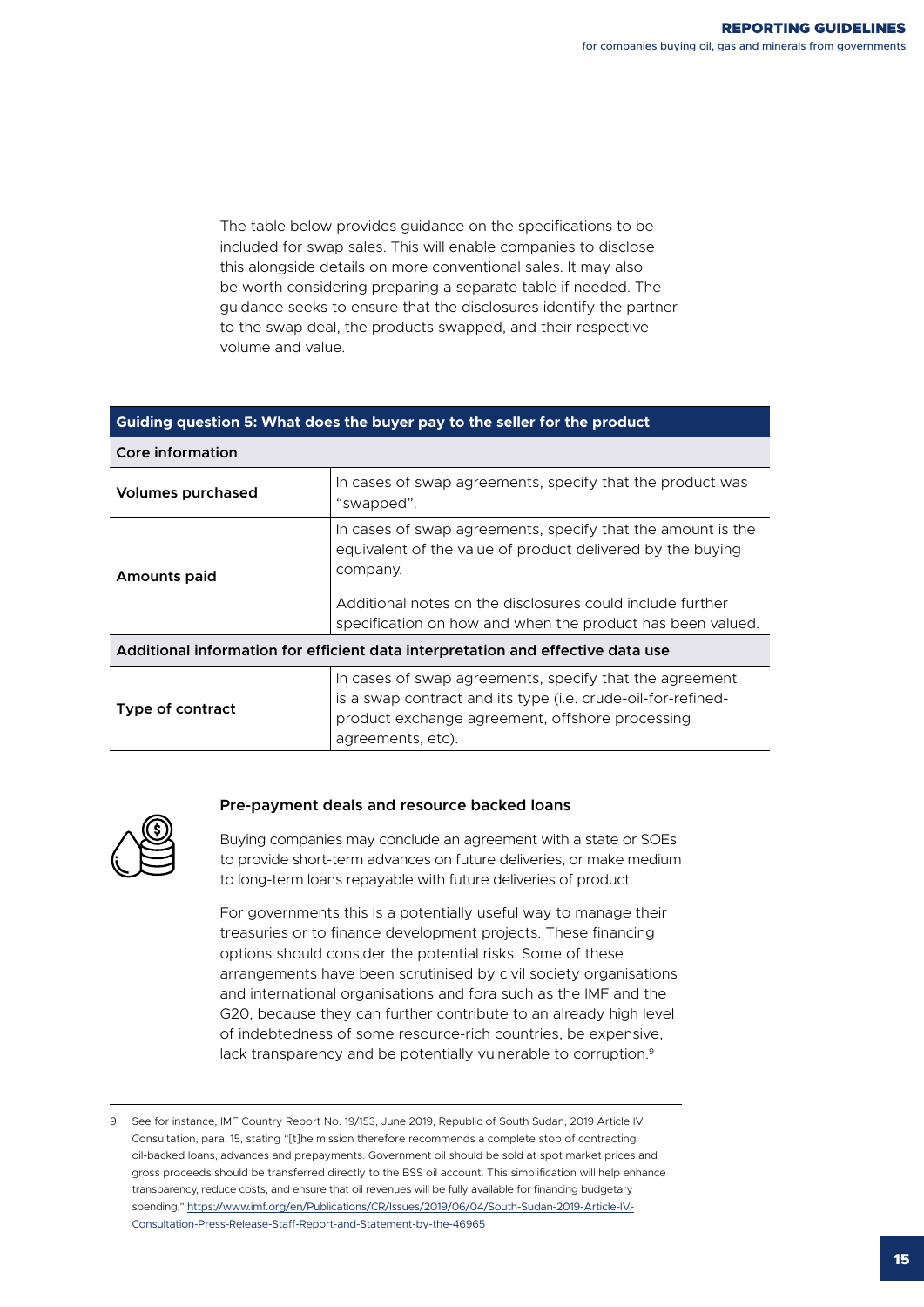The table below provides guidance on the specifications to be included for swap sales. This will enable companies to disclose this alongside details on more conventional sales. It may also be worth considering preparing a separate table if needed. The guidance seeks to ensure that the disclosures identify the partner to the swap deal, the products swapped, and their respective volume and value.

| Guiding question 5: What does the buyer pay to the seller for the product | |
|---|---|
| **Core information** | |
| **Volumes purchased** | In cases of swap agreements, specify that the product was "swapped". |
| **Amounts paid** | In cases of swap agreements, specify that the amount is the equivalent of the value of product delivered by the buying company.<br><br>Additional notes on the disclosures could include further specification on how and when the product has been valued. |
| **Additional information for efficient data interpretation and effective data use** | |
| **Type of contract** | In cases of swap agreements, specify that the agreement is a swap contract and its type (i.e. crude-oil-for-refined-product exchange agreement, offshore processing agreements, etc). |

### Pre-payment deals and resource backed loans

Buying companies may conclude an agreement with a state or SOEs to provide short-term advances on future deliveries, or make medium to long-term loans repayable with future deliveries of product.

For governments this is a potentially useful way to manage their treasuries or to finance development projects. These financing options should consider the potential risks. Some of these arrangements have been scrutinised by civil society organisations and international organisations and fora such as the IMF and the G20, because they can further contribute to an already high level of indebtedness of some resource-rich countries, be expensive, lack transparency and be potentially vulnerable to corruption.[9]

---

9 See for instance, IMF Country Report No. 19/153, June 2019, Republic of South Sudan, 2019 Article IV Consultation, para. 15, stating "[t]he mission therefore recommends a complete stop of contracting oil-backed loans, advances and prepayments. Government oil should be sold at spot market prices and gross proceeds should be transferred directly to the BSS oil account. This simplification will help enhance transparency, reduce costs, and ensure that oil revenues will be fully available for financing budgetary spending." https://www.imf.org/en/Publications/CR/Issues/2019/06/04/South-Sudan-2019-Article-IV-Consultation-Press-Release-Staff-Report-and-Statement-by-the-46965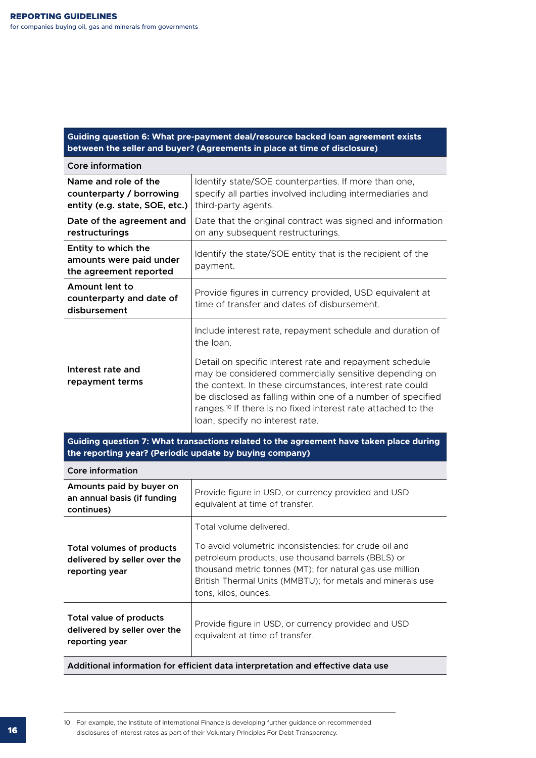| Guiding question 6: What pre-payment deal/resource backed loan agreement exists between the seller and buyer? (Agreements in place at time of disclosure) | |
|---|---|
| **Core information** | |
| **Name and role of the counterparty / borrowing entity (e.g. state, SOE, etc.)** | Identify state/SOE counterparties. If more than one, specify all parties involved including intermediaries and third-party agents. |
| **Date of the agreement and restructurings** | Date that the original contract was signed and information on any subsequent restructurings. |
| **Entity to which the amounts were paid under the agreement reported** | Identify the state/SOE entity that is the recipient of the payment. |
| **Amount lent to counterparty and date of disbursement** | Provide figures in currency provided, USD equivalent at time of transfer and dates of disbursement. |
| **Interest rate and repayment terms** | Include interest rate, repayment schedule and duration of the loan.<br><br>Detail on specific interest rate and repayment schedule may be considered commercially sensitive depending on the context. In these circumstances, interest rate could be disclosed as falling within one of a number of specified ranges.[10] If there is no fixed interest rate attached to the loan, specify no interest rate. |

| Guiding question 7: What transactions related to the agreement have taken place during the reporting year? (Periodic update by buying company) | |
|---|---|
| **Core information** | |
| **Amounts paid by buyer on an annual basis (if funding continues)** | Provide figure in USD, or currency provided and USD equivalent at time of transfer. |
| **Total volumes of products delivered by seller over the reporting year** | Total volume delivered.<br><br>To avoid volumetric inconsistencies: for crude oil and petroleum products, use thousand barrels (BBLS) or thousand metric tonnes (MT); for natural gas use million British Thermal Units (MMBTU); for metals and minerals use tons, kilos, ounces. |
| **Total value of products delivered by seller over the reporting year** | Provide figure in USD, or currency provided and USD equivalent at time of transfer. |
| **Additional information for efficient data interpretation and effective data use** | |

10 For example, the Institute of International Finance is developing further guidance on recommended disclosures of interest rates as part of their Voluntary Principles For Debt Transparency.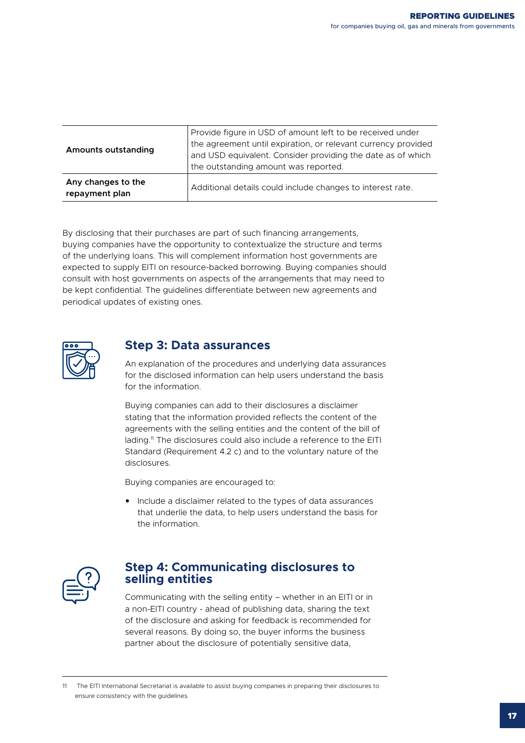| | |
|---|---|
| **Amounts outstanding** | Provide figure in USD of amount left to be received under the agreement until expiration, or relevant currency provided and USD equivalent. Consider providing the date as of which the outstanding amount was reported. |
| **Any changes to the repayment plan** | Additional details could include changes to interest rate. |

By disclosing that their purchases are part of such financing arrangements, buying companies have the opportunity to contextualize the structure and terms of the underlying loans. This will complement information host governments are expected to supply EITI on resource-backed borrowing. Buying companies should consult with host governments on aspects of the arrangements that may need to be kept confidential. The guidelines differentiate between new agreements and periodical updates of existing ones.

## Step 3: Data assurances

An explanation of the procedures and underlying data assurances for the disclosed information can help users understand the basis for the information.

Buying companies can add to their disclosures a disclaimer stating that the information provided reflects the content of the agreements with the selling entities and the content of the bill of lading.[11] The disclosures could also include a reference to the EITI Standard (Requirement 4.2 c) and to the voluntary nature of the disclosures.

Buying companies are encouraged to:

- Include a disclaimer related to the types of data assurances that underlie the data, to help users understand the basis for the information.

## Step 4: Communicating disclosures to selling entities

Communicating with the selling entity – whether in an EITI or in a non-EITI country - ahead of publishing data, sharing the text of the disclosure and asking for feedback is recommended for several reasons. By doing so, the buyer informs the business partner about the disclosure of potentially sensitive data,

11 The EITI International Secretariat is available to assist buying companies in preparing their disclosures to ensure consistency with the guidelines.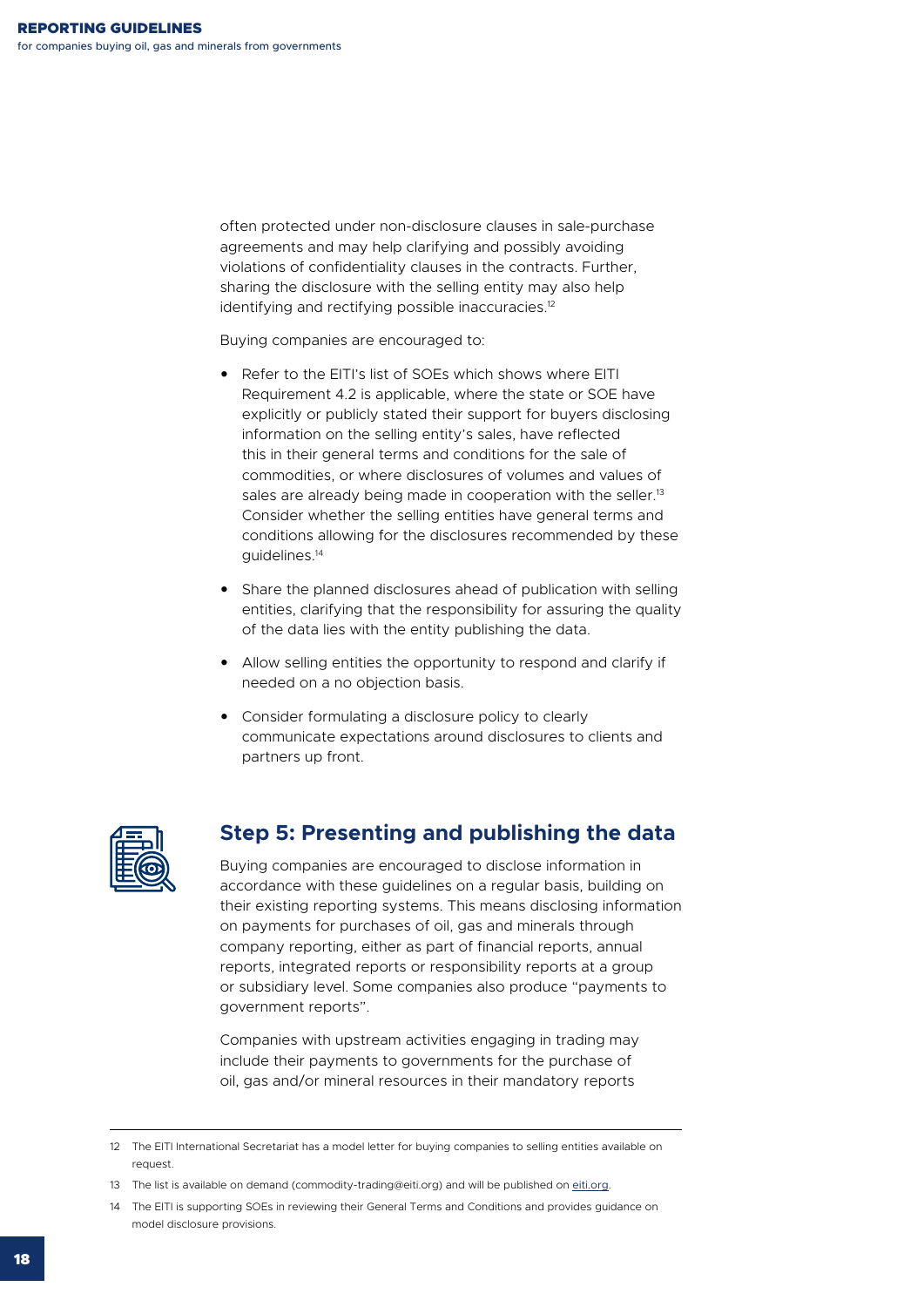often protected under non-disclosure clauses in sale-purchase agreements and may help clarifying and possibly avoiding violations of confidentiality clauses in the contracts. Further, sharing the disclosure with the selling entity may also help identifying and rectifying possible inaccuracies.[12]

Buying companies are encouraged to:

- Refer to the EITI's list of SOEs which shows where EITI Requirement 4.2 is applicable, where the state or SOE have explicitly or publicly stated their support for buyers disclosing information on the selling entity's sales, have reflected this in their general terms and conditions for the sale of commodities, or where disclosures of volumes and values of sales are already being made in cooperation with the seller.[13] Consider whether the selling entities have general terms and conditions allowing for the disclosures recommended by these guidelines.[14]
- Share the planned disclosures ahead of publication with selling entities, clarifying that the responsibility for assuring the quality of the data lies with the entity publishing the data.
- Allow selling entities the opportunity to respond and clarify if needed on a no objection basis.
- Consider formulating a disclosure policy to clearly communicate expectations around disclosures to clients and partners up front.

## Step 5: Presenting and publishing the data

Buying companies are encouraged to disclose information in accordance with these guidelines on a regular basis, building on their existing reporting systems. This means disclosing information on payments for purchases of oil, gas and minerals through company reporting, either as part of financial reports, annual reports, integrated reports or responsibility reports at a group or subsidiary level. Some companies also produce "payments to government reports".

Companies with upstream activities engaging in trading may include their payments to governments for the purchase of oil, gas and/or mineral resources in their mandatory reports

---

12 The EITI International Secretariat has a model letter for buying companies to selling entities available on request.

13 The list is available on demand (commodity-trading@eiti.org) and will be published on eiti.org.

14 The EITI is supporting SOEs in reviewing their General Terms and Conditions and provides guidance on model disclosure provisions.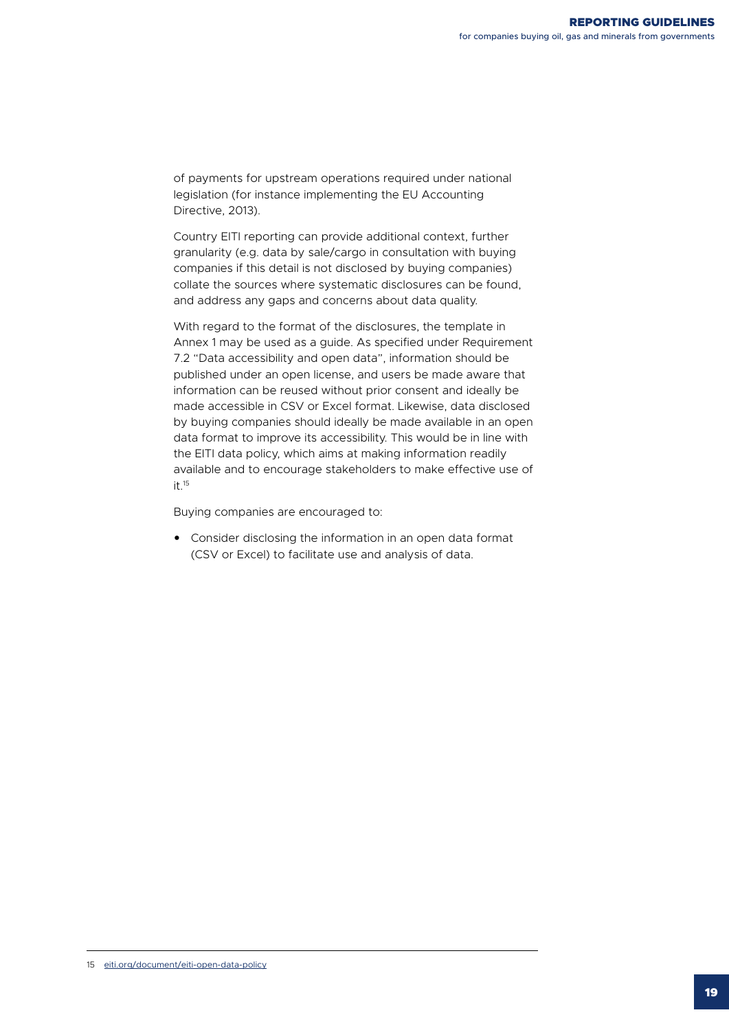of payments for upstream operations required under national legislation (for instance implementing the EU Accounting Directive, 2013).

Country EITI reporting can provide additional context, further granularity (e.g. data by sale/cargo in consultation with buying companies if this detail is not disclosed by buying companies) collate the sources where systematic disclosures can be found, and address any gaps and concerns about data quality.

With regard to the format of the disclosures, the template in Annex 1 may be used as a guide. As specified under Requirement 7.2 "Data accessibility and open data", information should be published under an open license, and users be made aware that information can be reused without prior consent and ideally be made accessible in CSV or Excel format. Likewise, data disclosed by buying companies should ideally be made available in an open data format to improve its accessibility. This would be in line with the EITI data policy, which aims at making information readily available and to encourage stakeholders to make effective use of it.[15]

Buying companies are encouraged to:

- Consider disclosing the information in an open data format (CSV or Excel) to facilitate use and analysis of data.

---

15 eiti.org/document/eiti-open-data-policy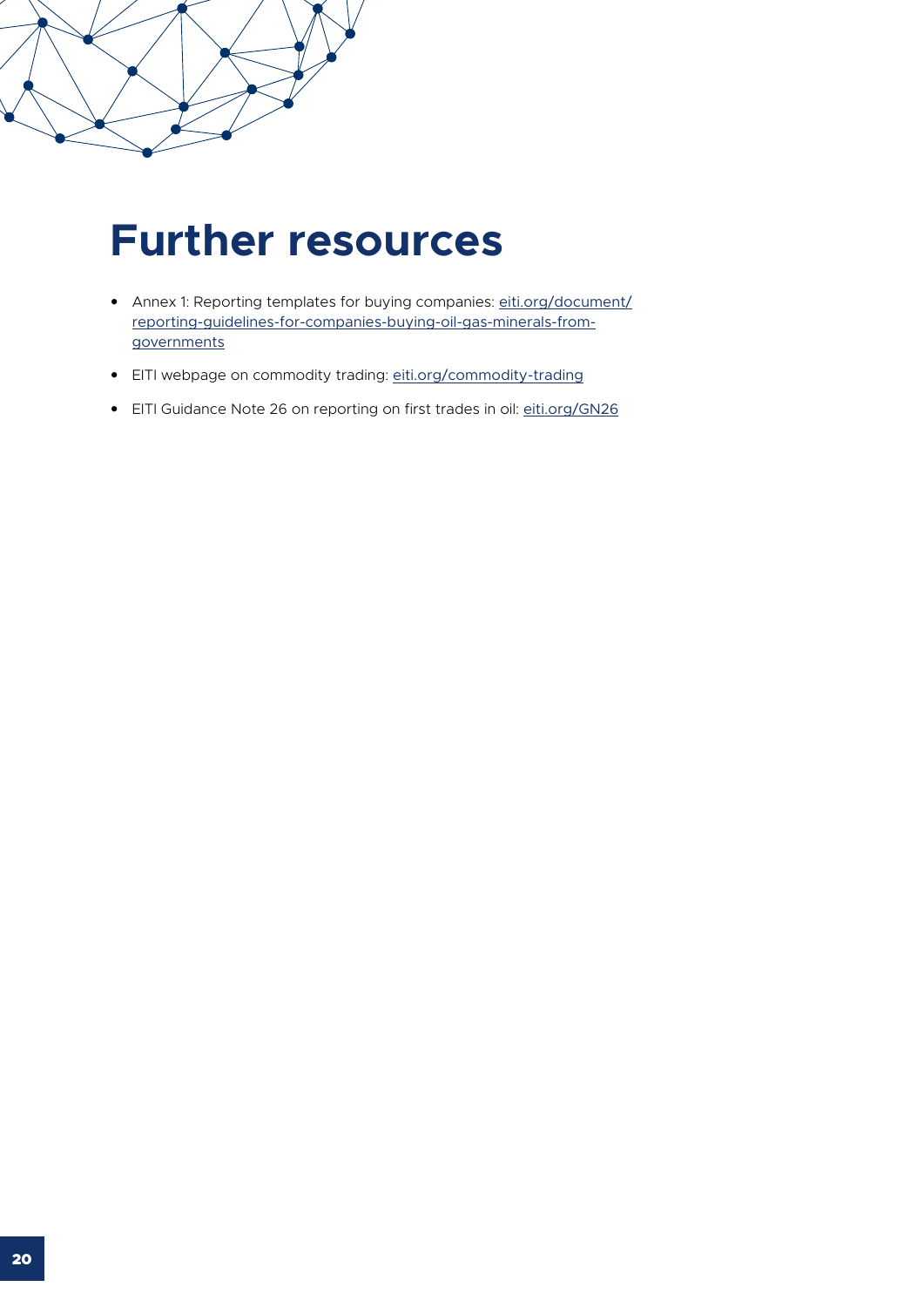# Further resources

- Annex 1: Reporting templates for buying companies: eiti.org/document/reporting-guidelines-for-companies-buying-oil-gas-minerals-from-governments
- EITI webpage on commodity trading: eiti.org/commodity-trading
- EITI Guidance Note 26 on reporting on first trades in oil: eiti.org/GN26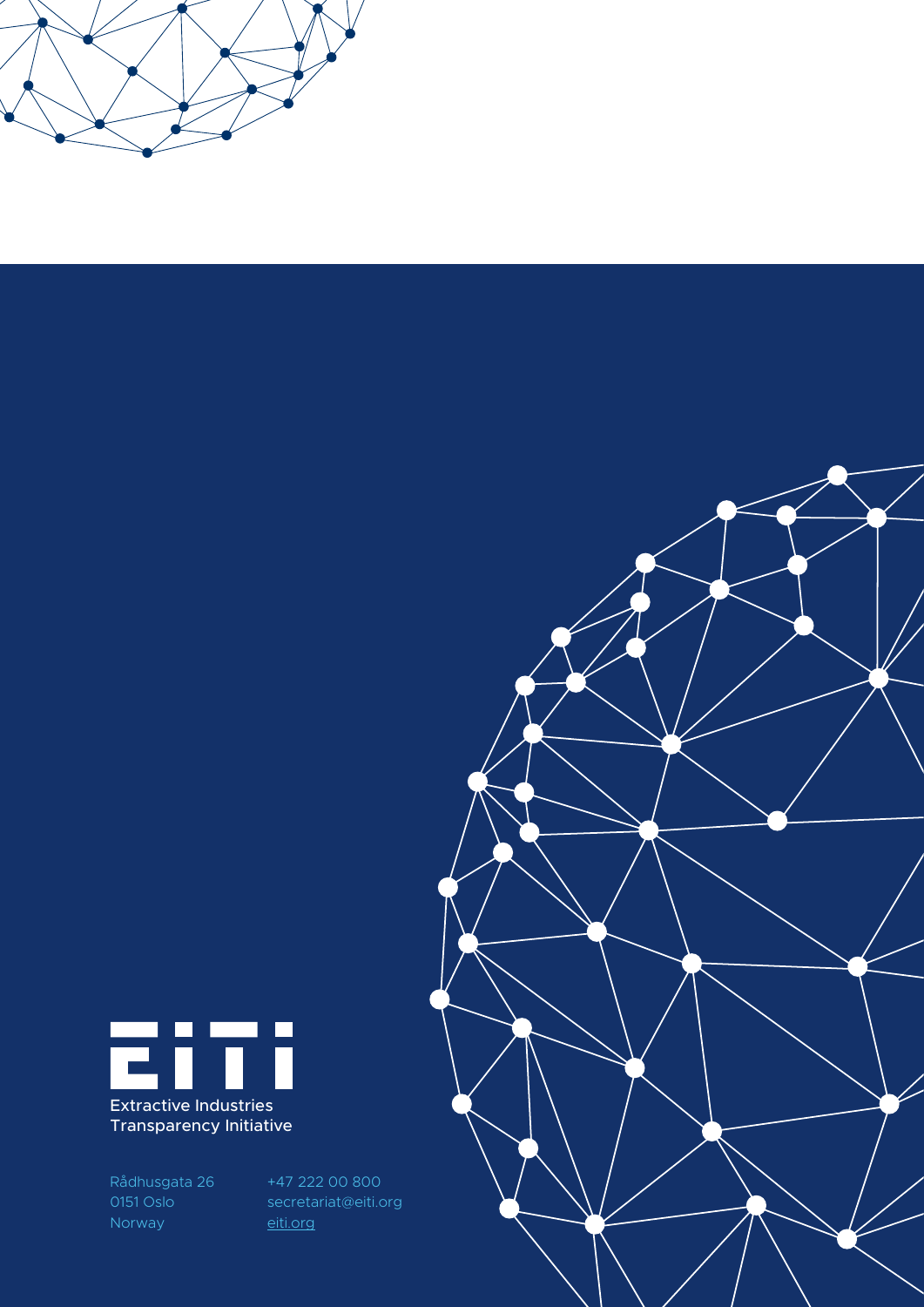Extractive Industries Transparency Initiative

Rådhusgata 26
0151 Oslo
Norway

+47 222 00 800
secretariat@eiti.org
eiti.org